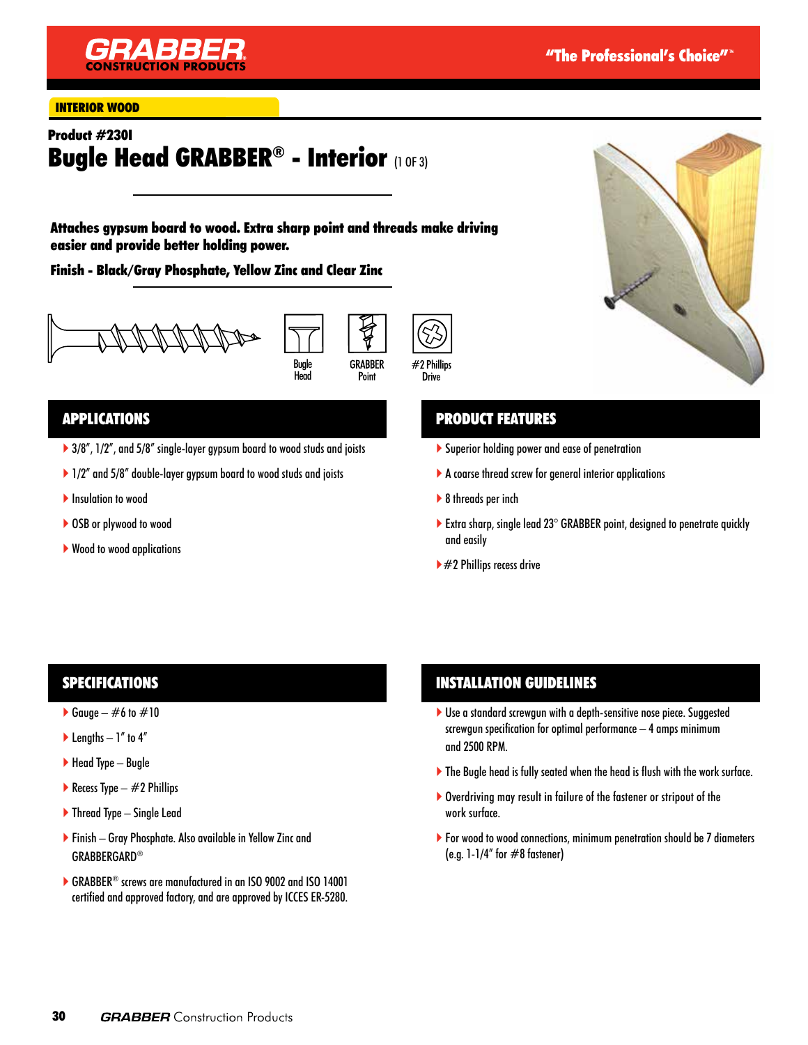GRABBER CONSTRUCTION PRODUCTS

"The Professional's Choice"™

INTERIOR WOOD

**Product #230I**

# Bugle Head GRABBER® - Interior (1 OF 3)

**Attaches gypsum board to wood. Extra sharp point and threads make driving easier and provide better holding power.**

**Finish - Black/Gray Phosphate, Yellow Zinc and Clear Zinc**

Bugle Head | GRABBER Point | #2 Phillips Drive

## APPLICATIONS

- 3/8", 1/2", and 5/8" single-layer gypsum board to wood studs and joists
- 1/2" and 5/8" double-layer gypsum board to wood studs and joists
- Insulation to wood
- OSB or plywood to wood
- Wood to wood applications

## PRODUCT FEATURES

- Superior holding power and ease of penetration
- A coarse thread screw for general interior applications
- 8 threads per inch
- Extra sharp, single lead 23° GRABBER point, designed to penetrate quickly and easily
- #2 Phillips recess drive

## SPECIFICATIONS

- Gauge – #6 to #10
- Lengths – 1" to 4"
- Head Type – Bugle
- Recess Type – #2 Phillips
- Thread Type – Single Lead
- Finish – Gray Phosphate. Also available in Yellow Zinc and GRABBERGARD®
- GRABBER® screws are manufactured in an ISO 9002 and ISO 14001 certified and approved factory, and are approved by ICCES ER-5280.

## INSTALLATION GUIDELINES

- Use a standard screwgun with a depth-sensitive nose piece. Suggested screwgun specification for optimal performance – 4 amps minimum and 2500 RPM.
- The Bugle head is fully seated when the head is flush with the work surface.
- Overdriving may result in failure of the fastener or stripout of the work surface.
- For wood to wood connections, minimum penetration should be 7 diameters (e.g. 1-1/4" for #8 fastener)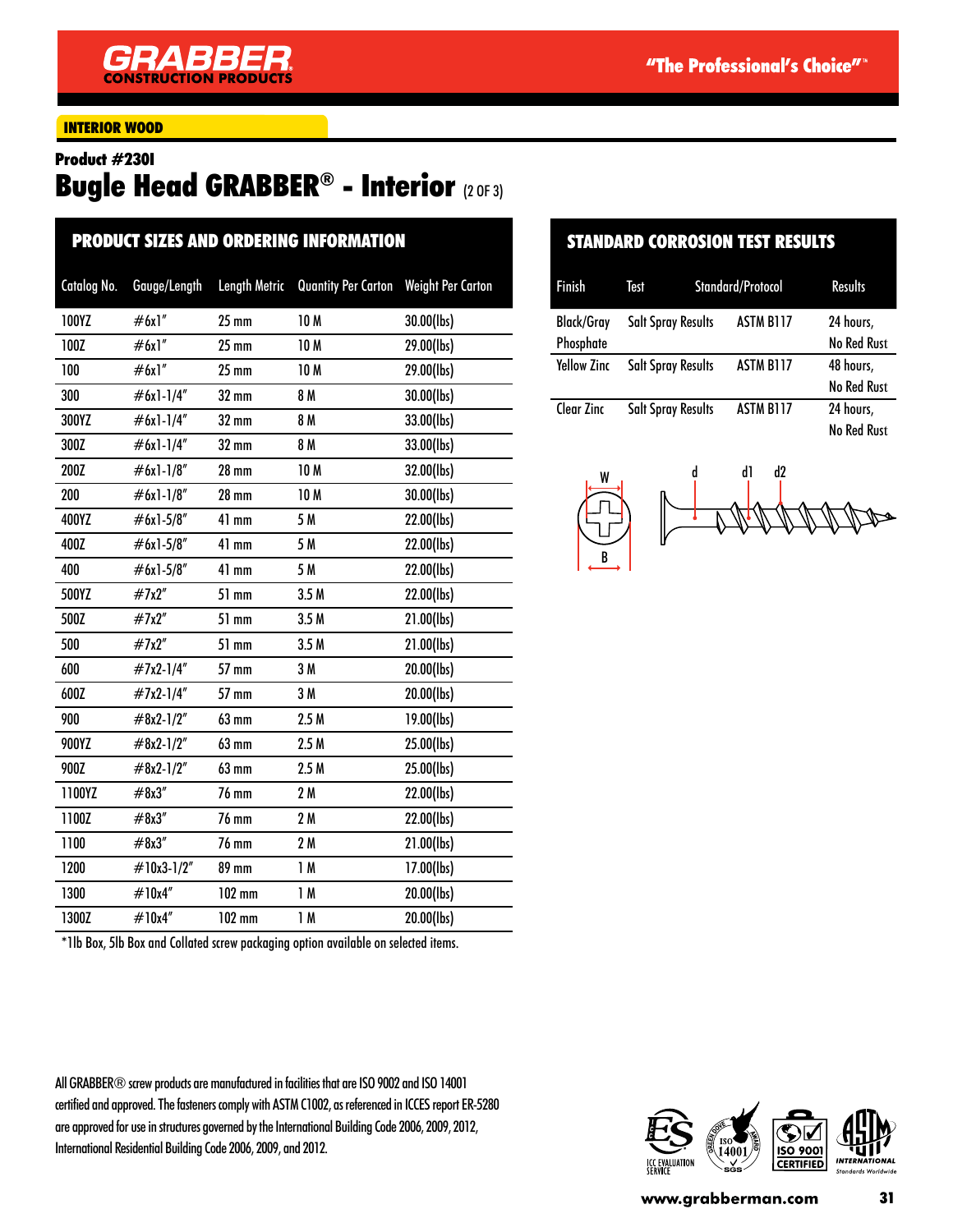INTERIOR WOOD

**Product #230I**

# Bugle Head GRABBER® - Interior (2 OF 3)

## PRODUCT SIZES AND ORDERING INFORMATION

| Catalog No. | Gauge/Length | Length Metric | Quantity Per Carton | Weight Per Carton |
|---|---|---|---|---|
| 100YZ | #6x1" | 25 mm | 10 M | 30.00(lbs) |
| 100Z | #6x1" | 25 mm | 10 M | 29.00(lbs) |
| 100 | #6x1" | 25 mm | 10 M | 29.00(lbs) |
| 300 | #6x1-1/4" | 32 mm | 8 M | 30.00(lbs) |
| 300YZ | #6x1-1/4" | 32 mm | 8 M | 33.00(lbs) |
| 300Z | #6x1-1/4" | 32 mm | 8 M | 33.00(lbs) |
| 200Z | #6x1-1/8" | 28 mm | 10 M | 32.00(lbs) |
| 200 | #6x1-1/8" | 28 mm | 10 M | 30.00(lbs) |
| 400YZ | #6x1-5/8" | 41 mm | 5 M | 22.00(lbs) |
| 400Z | #6x1-5/8" | 41 mm | 5 M | 22.00(lbs) |
| 400 | #6x1-5/8" | 41 mm | 5 M | 22.00(lbs) |
| 500YZ | #7x2" | 51 mm | 3.5 M | 22.00(lbs) |
| 500Z | #7x2" | 51 mm | 3.5 M | 21.00(lbs) |
| 500 | #7x2" | 51 mm | 3.5 M | 21.00(lbs) |
| 600 | #7x2-1/4" | 57 mm | 3 M | 20.00(lbs) |
| 600Z | #7x2-1/4" | 57 mm | 3 M | 20.00(lbs) |
| 900 | #8x2-1/2" | 63 mm | 2.5 M | 19.00(lbs) |
| 900YZ | #8x2-1/2" | 63 mm | 2.5 M | 25.00(lbs) |
| 900Z | #8x2-1/2" | 63 mm | 2.5 M | 25.00(lbs) |
| 1100YZ | #8x3" | 76 mm | 2 M | 22.00(lbs) |
| 1100Z | #8x3" | 76 mm | 2 M | 22.00(lbs) |
| 1100 | #8x3" | 76 mm | 2 M | 21.00(lbs) |
| 1200 | #10x3-1/2" | 89 mm | 1 M | 17.00(lbs) |
| 1300 | #10x4" | 102 mm | 1 M | 20.00(lbs) |
| 1300Z | #10x4" | 102 mm | 1 M | 20.00(lbs) |

*1lb Box, 5lb Box and Collated screw packaging option available on selected items.

## STANDARD CORROSION TEST RESULTS

| Finish | Test | Standard/Protocol | Results |
|---|---|---|---|
| Black/Gray Phosphate | Salt Spray Results | ASTM B117 | 24 hours, No Red Rust |
| Yellow Zinc | Salt Spray Results | ASTM B117 | 48 hours, No Red Rust |
| Clear Zinc | Salt Spray Results | ASTM B117 | 24 hours, No Red Rust |

All GRABBER® screw products are manufactured in facilities that are ISO 9002 and ISO 14001 certified and approved. The fasteners comply with ASTM C1002, as referenced in ICCES report ER-5280 are approved for use in structures governed by the International Building Code 2006, 2009, 2012, International Residential Building Code 2006, 2009, and 2012.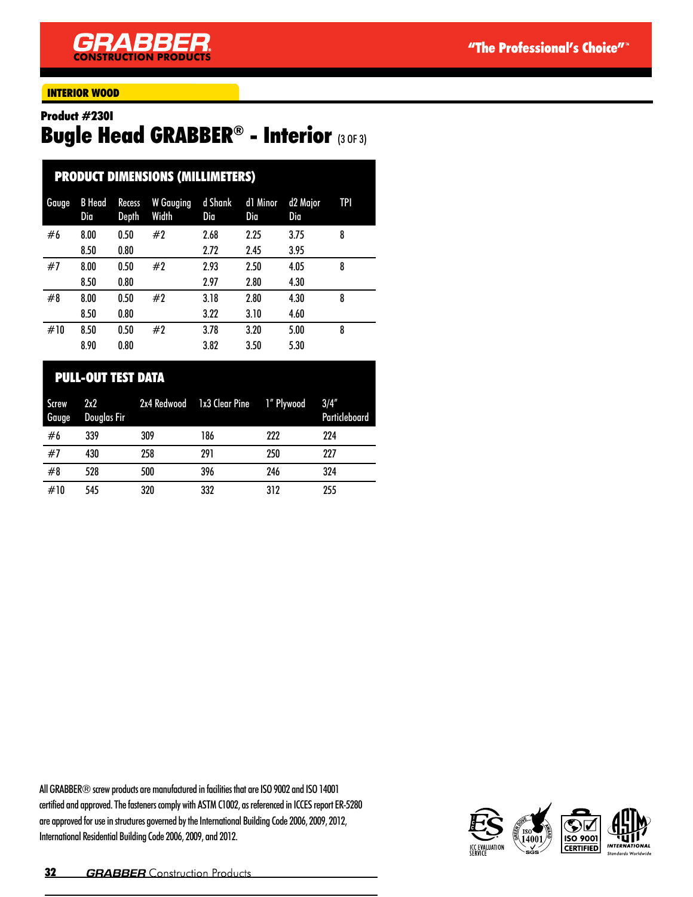**INTERIOR WOOD**

**Product #230I**

# Bugle Head GRABBER® - Interior (3 OF 3)

## PRODUCT DIMENSIONS (MILLIMETERS)

| Gauge | B Head Dia | Recess Depth | W Gauging Width | d Shank Dia | d1 Minor Dia | d2 Major Dia | TPI |
|---|---|---|---|---|---|---|---|
| #6 | 8.00 | 0.50 | #2 | 2.68 | 2.25 | 3.75 | 8 |
| | 8.50 | 0.80 | | 2.72 | 2.45 | 3.95 | |
| #7 | 8.00 | 0.50 | #2 | 2.93 | 2.50 | 4.05 | 8 |
| | 8.50 | 0.80 | | 2.97 | 2.80 | 4.30 | |
| #8 | 8.00 | 0.50 | #2 | 3.18 | 2.80 | 4.30 | 8 |
| | 8.50 | 0.80 | | 3.22 | 3.10 | 4.60 | |
| #10 | 8.50 | 0.50 | #2 | 3.78 | 3.20 | 5.00 | 8 |
| | 8.90 | 0.80 | | 3.82 | 3.50 | 5.30 | |

## PULL-OUT TEST DATA

| Screw Gauge | 2x2 Douglas Fir | 2x4 Redwood | 1x3 Clear Pine | 1" Plywood | 3/4" Particleboard |
|---|---|---|---|---|---|
| #6 | 339 | 309 | 186 | 222 | 224 |
| #7 | 430 | 258 | 291 | 250 | 227 |
| #8 | 528 | 500 | 396 | 246 | 324 |
| #10 | 545 | 320 | 332 | 312 | 255 |

All GRABBER® screw products are manufactured in facilities that are ISO 9002 and ISO 14001 certified and approved. The fasteners comply with ASTM C1002, as referenced in ICCES report ER-5280 are approved for use in structures governed by the International Building Code 2006, 2009, 2012, International Residential Building Code 2006, 2009, and 2012.